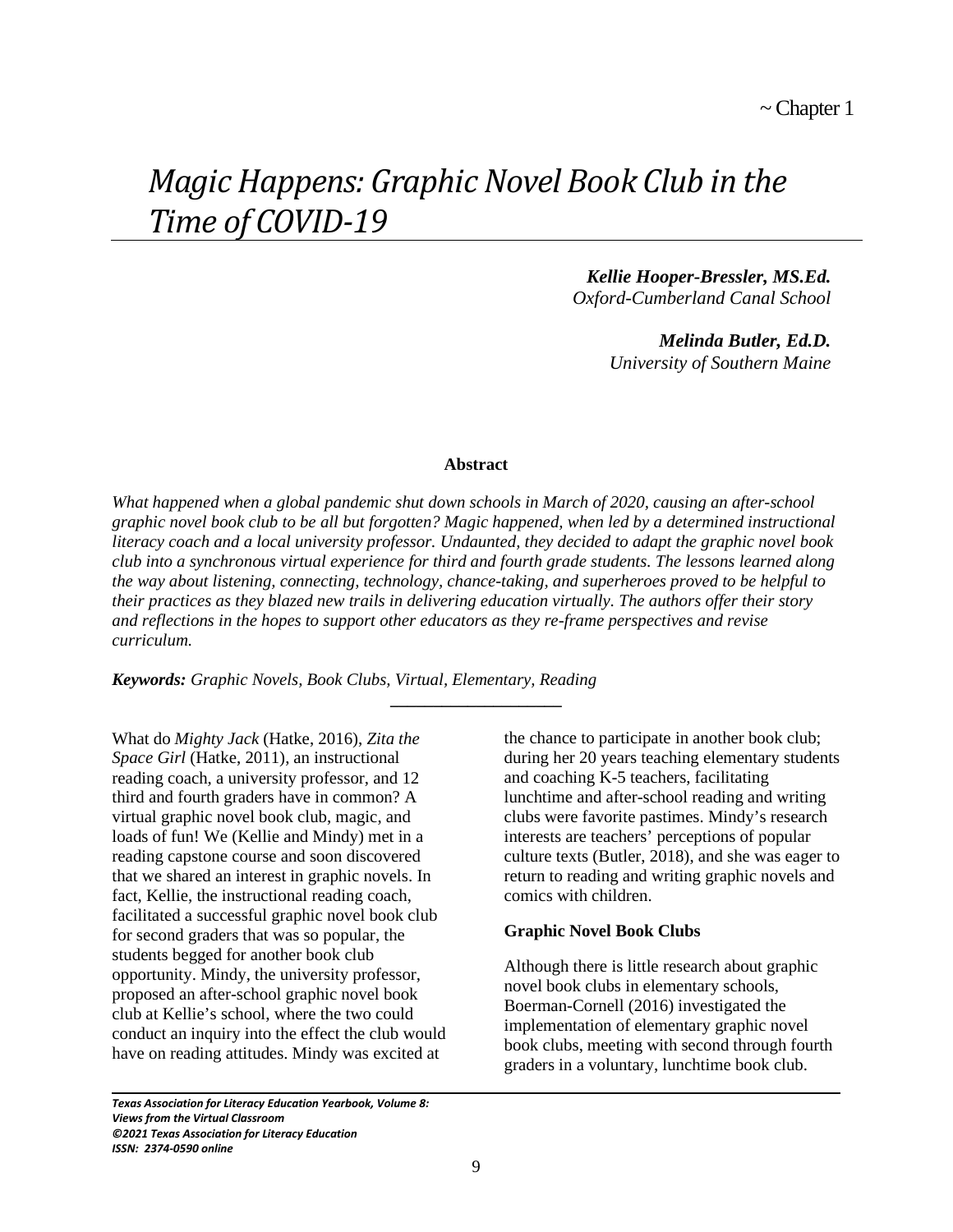~ Chapter 1

# *Magic Happens: Graphic Novel Book Club in the Time of COVID-19*

***Kellie Hooper-Bressler, MS.Ed.***
*Oxford-Cumberland Canal School*

***Melinda Butler, Ed.D.***
*University of Southern Maine*

**Abstract**

*What happened when a global pandemic shut down schools in March of 2020, causing an after-school graphic novel book club to be all but forgotten? Magic happened, when led by a determined instructional literacy coach and a local university professor. Undaunted, they decided to adapt the graphic novel book club into a synchronous virtual experience for third and fourth grade students. The lessons learned along the way about listening, connecting, technology, chance-taking, and superheroes proved to be helpful to their practices as they blazed new trails in delivering education virtually. The authors offer their story and reflections in the hopes to support other educators as they re-frame perspectives and revise curriculum.*

***Keywords:*** *Graphic Novels, Book Clubs, Virtual, Elementary, Reading*

---

What do *Mighty Jack* (Hatke, 2016), *Zita the Space Girl* (Hatke, 2011), an instructional reading coach, a university professor, and 12 third and fourth graders have in common? A virtual graphic novel book club, magic, and loads of fun! We (Kellie and Mindy) met in a reading capstone course and soon discovered that we shared an interest in graphic novels. In fact, Kellie, the instructional reading coach, facilitated a successful graphic novel book club for second graders that was so popular, the students begged for another book club opportunity. Mindy, the university professor, proposed an after-school graphic novel book club at Kellie's school, where the two could conduct an inquiry into the effect the club would have on reading attitudes. Mindy was excited at the chance to participate in another book club; during her 20 years teaching elementary students and coaching K-5 teachers, facilitating lunchtime and after-school reading and writing clubs were favorite pastimes. Mindy's research interests are teachers' perceptions of popular culture texts (Butler, 2018), and she was eager to return to reading and writing graphic novels and comics with children.

**Graphic Novel Book Clubs**

Although there is little research about graphic novel book clubs in elementary schools, Boerman-Cornell (2016) investigated the implementation of elementary graphic novel book clubs, meeting with second through fourth graders in a voluntary, lunchtime book club.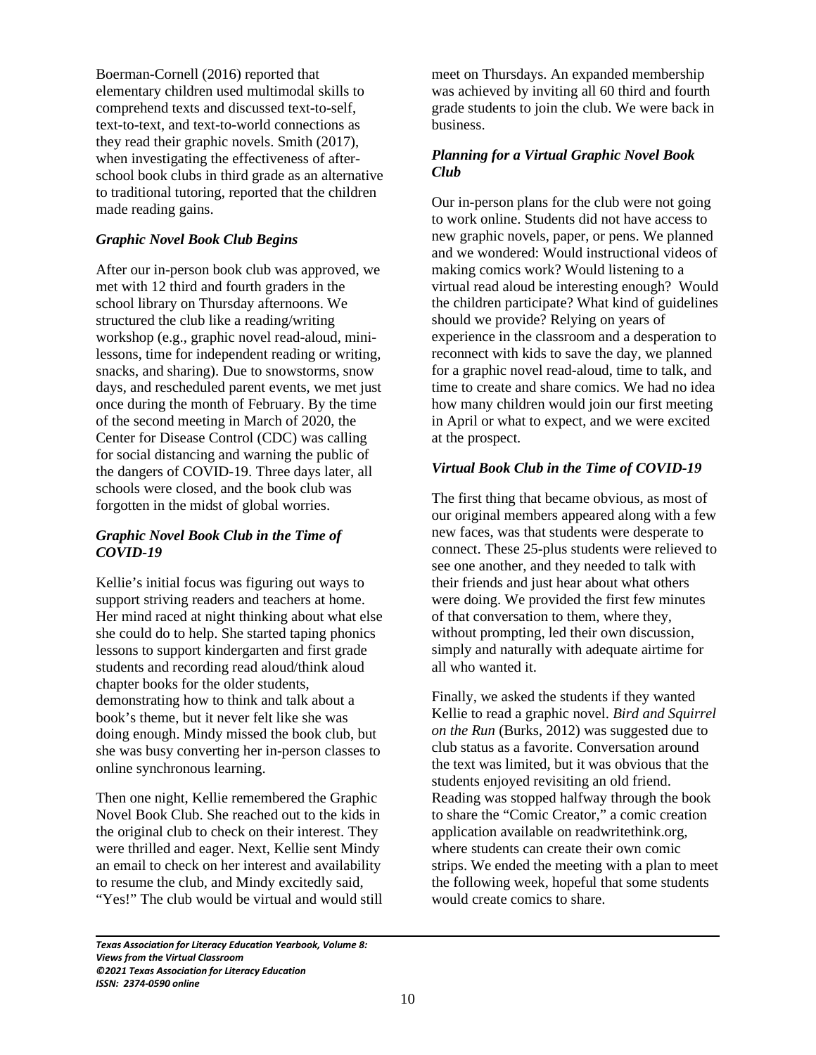Boerman-Cornell (2016) reported that elementary children used multimodal skills to comprehend texts and discussed text-to-self, text-to-text, and text-to-world connections as they read their graphic novels. Smith (2017), when investigating the effectiveness of after-school book clubs in third grade as an alternative to traditional tutoring, reported that the children made reading gains.

### *Graphic Novel Book Club Begins*

After our in-person book club was approved, we met with 12 third and fourth graders in the school library on Thursday afternoons. We structured the club like a reading/writing workshop (e.g., graphic novel read-aloud, mini-lessons, time for independent reading or writing, snacks, and sharing). Due to snowstorms, snow days, and rescheduled parent events, we met just once during the month of February. By the time of the second meeting in March of 2020, the Center for Disease Control (CDC) was calling for social distancing and warning the public of the dangers of COVID-19. Three days later, all schools were closed, and the book club was forgotten in the midst of global worries.

### *Graphic Novel Book Club in the Time of COVID-19*

Kellie's initial focus was figuring out ways to support striving readers and teachers at home. Her mind raced at night thinking about what else she could do to help. She started taping phonics lessons to support kindergarten and first grade students and recording read aloud/think aloud chapter books for the older students, demonstrating how to think and talk about a book's theme, but it never felt like she was doing enough. Mindy missed the book club, but she was busy converting her in-person classes to online synchronous learning.

Then one night, Kellie remembered the Graphic Novel Book Club. She reached out to the kids in the original club to check on their interest. They were thrilled and eager. Next, Kellie sent Mindy an email to check on her interest and availability to resume the club, and Mindy excitedly said, "Yes!" The club would be virtual and would still meet on Thursdays. An expanded membership was achieved by inviting all 60 third and fourth grade students to join the club. We were back in business.

### *Planning for a Virtual Graphic Novel Book Club*

Our in-person plans for the club were not going to work online. Students did not have access to new graphic novels, paper, or pens. We planned and we wondered: Would instructional videos of making comics work? Would listening to a virtual read aloud be interesting enough? Would the children participate? What kind of guidelines should we provide? Relying on years of experience in the classroom and a desperation to reconnect with kids to save the day, we planned for a graphic novel read-aloud, time to talk, and time to create and share comics. We had no idea how many children would join our first meeting in April or what to expect, and we were excited at the prospect.

### *Virtual Book Club in the Time of COVID-19*

The first thing that became obvious, as most of our original members appeared along with a few new faces, was that students were desperate to connect. These 25-plus students were relieved to see one another, and they needed to talk with their friends and just hear about what others were doing. We provided the first few minutes of that conversation to them, where they, without prompting, led their own discussion, simply and naturally with adequate airtime for all who wanted it.

Finally, we asked the students if they wanted Kellie to read a graphic novel. *Bird and Squirrel on the Run* (Burks, 2012) was suggested due to club status as a favorite. Conversation around the text was limited, but it was obvious that the students enjoyed revisiting an old friend. Reading was stopped halfway through the book to share the "Comic Creator," a comic creation application available on readwritethink.org, where students can create their own comic strips. We ended the meeting with a plan to meet the following week, hopeful that some students would create comics to share.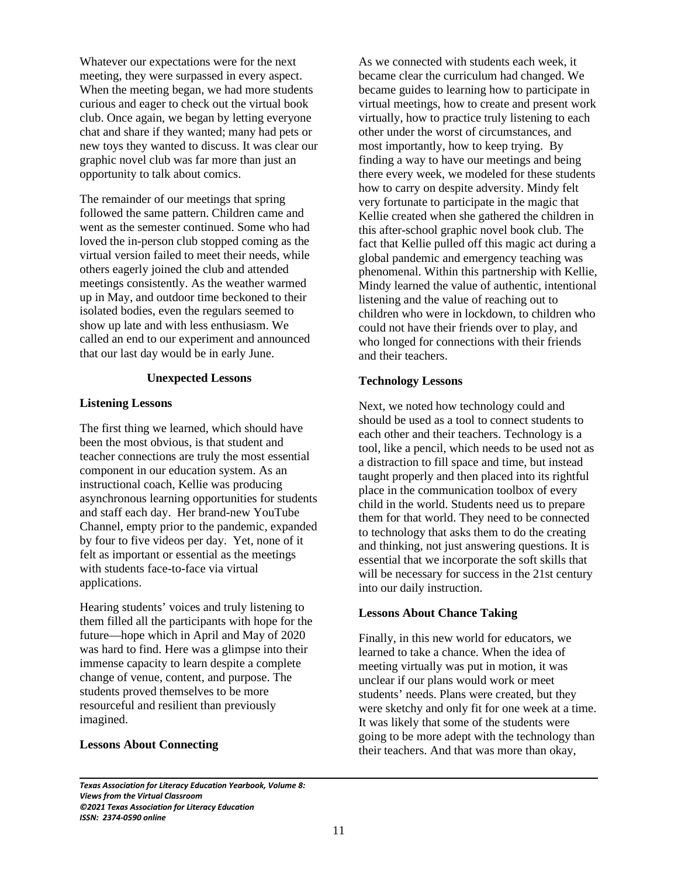Whatever our expectations were for the next meeting, they were surpassed in every aspect. When the meeting began, we had more students curious and eager to check out the virtual book club. Once again, we began by letting everyone chat and share if they wanted; many had pets or new toys they wanted to discuss. It was clear our graphic novel club was far more than just an opportunity to talk about comics.

The remainder of our meetings that spring followed the same pattern. Children came and went as the semester continued. Some who had loved the in-person club stopped coming as the virtual version failed to meet their needs, while others eagerly joined the club and attended meetings consistently. As the weather warmed up in May, and outdoor time beckoned to their isolated bodies, even the regulars seemed to show up late and with less enthusiasm. We called an end to our experiment and announced that our last day would be in early June.

## Unexpected Lessons

### Listening Lessons

The first thing we learned, which should have been the most obvious, is that student and teacher connections are truly the most essential component in our education system. As an instructional coach, Kellie was producing asynchronous learning opportunities for students and staff each day. Her brand-new YouTube Channel, empty prior to the pandemic, expanded by four to five videos per day. Yet, none of it felt as important or essential as the meetings with students face-to-face via virtual applications.

Hearing students' voices and truly listening to them filled all the participants with hope for the future—hope which in April and May of 2020 was hard to find. Here was a glimpse into their immense capacity to learn despite a complete change of venue, content, and purpose. The students proved themselves to be more resourceful and resilient than previously imagined.

### Lessons About Connecting

As we connected with students each week, it became clear the curriculum had changed. We became guides to learning how to participate in virtual meetings, how to create and present work virtually, how to practice truly listening to each other under the worst of circumstances, and most importantly, how to keep trying. By finding a way to have our meetings and being there every week, we modeled for these students how to carry on despite adversity. Mindy felt very fortunate to participate in the magic that Kellie created when she gathered the children in this after-school graphic novel book club. The fact that Kellie pulled off this magic act during a global pandemic and emergency teaching was phenomenal. Within this partnership with Kellie, Mindy learned the value of authentic, intentional listening and the value of reaching out to children who were in lockdown, to children who could not have their friends over to play, and who longed for connections with their friends and their teachers.

### Technology Lessons

Next, we noted how technology could and should be used as a tool to connect students to each other and their teachers. Technology is a tool, like a pencil, which needs to be used not as a distraction to fill space and time, but instead taught properly and then placed into its rightful place in the communication toolbox of every child in the world. Students need us to prepare them for that world. They need to be connected to technology that asks them to do the creating and thinking, not just answering questions. It is essential that we incorporate the soft skills that will be necessary for success in the 21st century into our daily instruction.

### Lessons About Chance Taking

Finally, in this new world for educators, we learned to take a chance. When the idea of meeting virtually was put in motion, it was unclear if our plans would work or meet students' needs. Plans were created, but they were sketchy and only fit for one week at a time. It was likely that some of the students were going to be more adept with the technology than their teachers. And that was more than okay,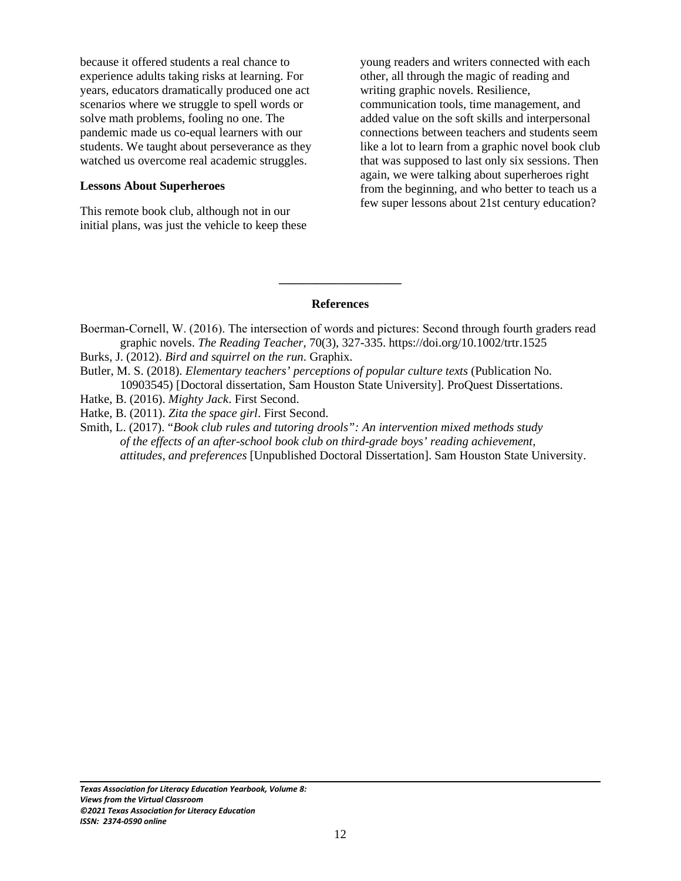because it offered students a real chance to experience adults taking risks at learning. For years, educators dramatically produced one act scenarios where we struggle to spell words or solve math problems, fooling no one. The pandemic made us co-equal learners with our students. We taught about perseverance as they watched us overcome real academic struggles.

**Lessons About Superheroes**

This remote book club, although not in our initial plans, was just the vehicle to keep these young readers and writers connected with each other, all through the magic of reading and writing graphic novels. Resilience, communication tools, time management, and added value on the soft skills and interpersonal connections between teachers and students seem like a lot to learn from a graphic novel book club that was supposed to last only six sessions. Then again, we were talking about superheroes right from the beginning, and who better to teach us a few super lessons about 21st century education?

---

## References

Boerman-Cornell, W. (2016). The intersection of words and pictures: Second through fourth graders read graphic novels. *The Reading Teacher*, 70(3), 327-335. https://doi.org/10.1002/trtr.1525

Burks, J. (2012). *Bird and squirrel on the run*. Graphix.

Butler, M. S. (2018). *Elementary teachers' perceptions of popular culture texts* (Publication No. 10903545) [Doctoral dissertation, Sam Houston State University]. ProQuest Dissertations.

Hatke, B. (2016). *Mighty Jack*. First Second.

Hatke, B. (2011). *Zita the space girl*. First Second.

Smith, L. (2017). "*Book club rules and tutoring drools": An intervention mixed methods study of the effects of an after-school book club on third-grade boys' reading achievement, attitudes, and preferences* [Unpublished Doctoral Dissertation]. Sam Houston State University.